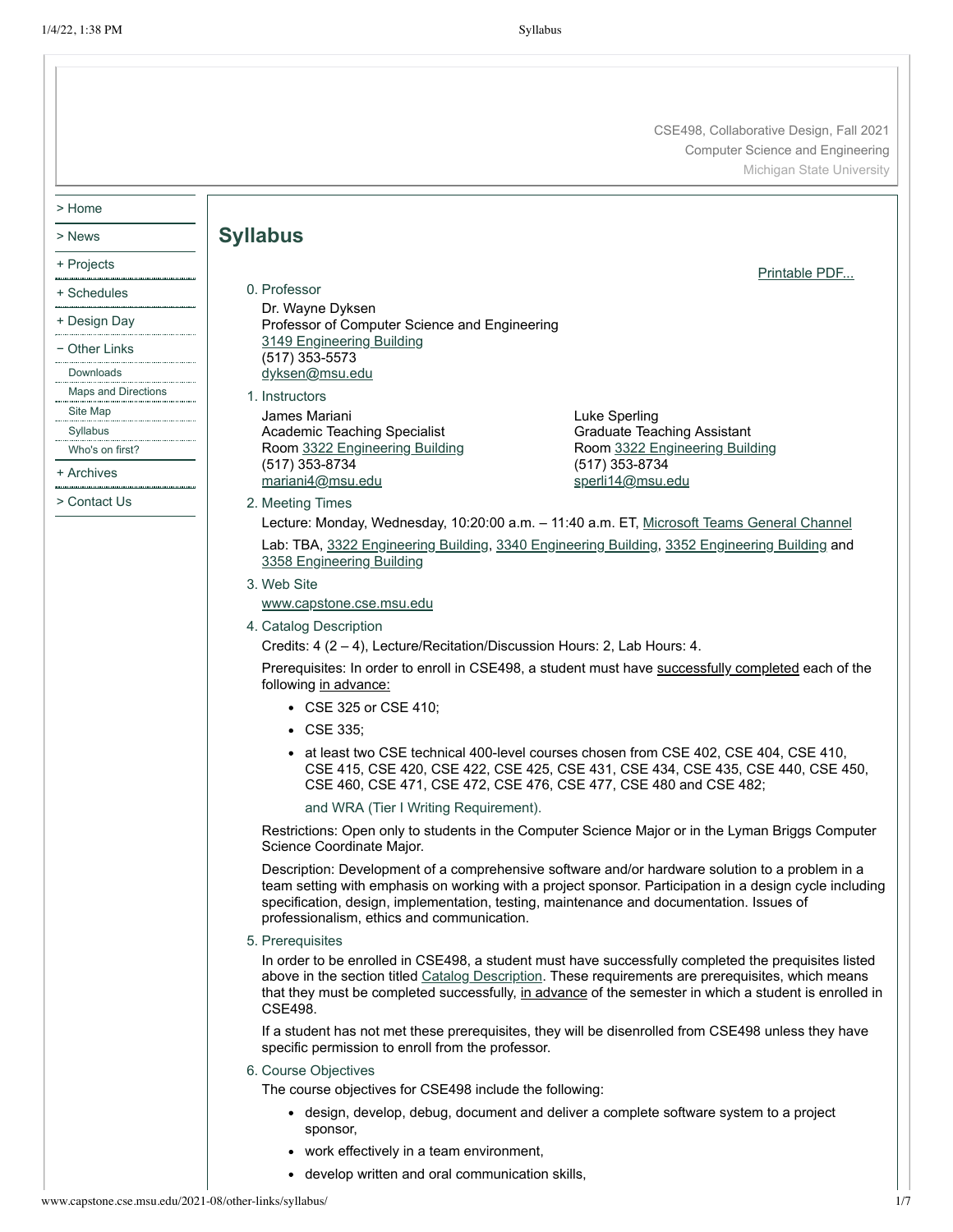CSE498, Collaborative Design, Fall 2021
Computer Science and Engineering
Michigan State University

- > Home
- > News
- + Projects
- + Schedules
- + Design Day
- − Other Links
  - Downloads
  - Maps and Directions
  - Site Map
  - Syllabus
  - Who's on first?
- + Archives
- > Contact Us

# Syllabus

Printable PDF...

0. Professor

   Dr. Wayne Dyksen
   Professor of Computer Science and Engineering
   3149 Engineering Building
   (517) 353-5573
   dyksen@msu.edu

1. Instructors

   James Mariani
   Academic Teaching Specialist
   Room 3322 Engineering Building
   (517) 353-8734
   mariani4@msu.edu

   Luke Sperling
   Graduate Teaching Assistant
   Room 3322 Engineering Building
   (517) 353-8734
   sperli14@msu.edu

2. Meeting Times

   Lecture: Monday, Wednesday, 10:20:00 a.m. – 11:40 a.m. ET, Microsoft Teams General Channel

   Lab: TBA, 3322 Engineering Building, 3340 Engineering Building, 3352 Engineering Building and 3358 Engineering Building

3. Web Site

   www.capstone.cse.msu.edu

4. Catalog Description

   Credits: 4 (2 – 4), Lecture/Recitation/Discussion Hours: 2, Lab Hours: 4.

   Prerequisites: In order to enroll in CSE498, a student must have successfully completed each of the following in advance:

   - CSE 325 or CSE 410;
   - CSE 335;
   - at least two CSE technical 400-level courses chosen from CSE 402, CSE 404, CSE 410, CSE 415, CSE 420, CSE 422, CSE 425, CSE 431, CSE 434, CSE 435, CSE 440, CSE 450, CSE 460, CSE 471, CSE 472, CSE 476, CSE 477, CSE 480 and CSE 482;

     and WRA (Tier I Writing Requirement).

   Restrictions: Open only to students in the Computer Science Major or in the Lyman Briggs Computer Science Coordinate Major.

   Description: Development of a comprehensive software and/or hardware solution to a problem in a team setting with emphasis on working with a project sponsor. Participation in a design cycle including specification, design, implementation, testing, maintenance and documentation. Issues of professionalism, ethics and communication.

5. Prerequisites

   In order to be enrolled in CSE498, a student must have successfully completed the prequisites listed above in the section titled Catalog Description. These requirements are prerequisites, which means that they must be completed successfully, in advance of the semester in which a student is enrolled in CSE498.

   If a student has not met these prerequisites, they will be disenrolled from CSE498 unless they have specific permission to enroll from the professor.

6. Course Objectives

   The course objectives for CSE498 include the following:

   - design, develop, debug, document and deliver a complete software system to a project sponsor,
   - work effectively in a team environment,
   - develop written and oral communication skills,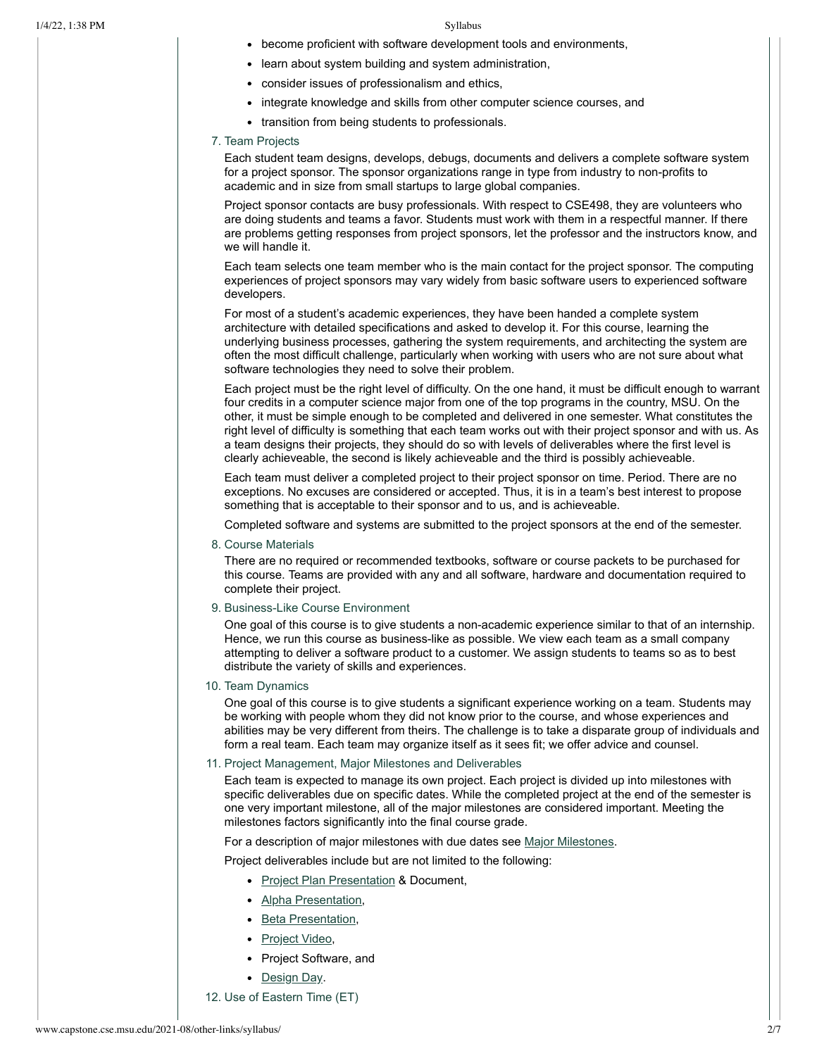- become proficient with software development tools and environments,
- learn about system building and system administration,
- consider issues of professionalism and ethics,
- integrate knowledge and skills from other computer science courses, and
- transition from being students to professionals.

7. Team Projects

   Each student team designs, develops, debugs, documents and delivers a complete software system for a project sponsor. The sponsor organizations range in type from industry to non-profits to academic and in size from small startups to large global companies.

   Project sponsor contacts are busy professionals. With respect to CSE498, they are volunteers who are doing students and teams a favor. Students must work with them in a respectful manner. If there are problems getting responses from project sponsors, let the professor and the instructors know, and we will handle it.

   Each team selects one team member who is the main contact for the project sponsor. The computing experiences of project sponsors may vary widely from basic software users to experienced software developers.

   For most of a student's academic experiences, they have been handed a complete system architecture with detailed specifications and asked to develop it. For this course, learning the underlying business processes, gathering the system requirements, and architecting the system are often the most difficult challenge, particularly when working with users who are not sure about what software technologies they need to solve their problem.

   Each project must be the right level of difficulty. On the one hand, it must be difficult enough to warrant four credits in a computer science major from one of the top programs in the country, MSU. On the other, it must be simple enough to be completed and delivered in one semester. What constitutes the right level of difficulty is something that each team works out with their project sponsor and with us. As a team designs their projects, they should do so with levels of deliverables where the first level is clearly achieveable, the second is likely achieveable and the third is possibly achieveable.

   Each team must deliver a completed project to their project sponsor on time. Period. There are no exceptions. No excuses are considered or accepted. Thus, it is in a team's best interest to propose something that is acceptable to their sponsor and to us, and is achieveable.

   Completed software and systems are submitted to the project sponsors at the end of the semester.

8. Course Materials

   There are no required or recommended textbooks, software or course packets to be purchased for this course. Teams are provided with any and all software, hardware and documentation required to complete their project.

9. Business-Like Course Environment

   One goal of this course is to give students a non-academic experience similar to that of an internship. Hence, we run this course as business-like as possible. We view each team as a small company attempting to deliver a software product to a customer. We assign students to teams so as to best distribute the variety of skills and experiences.

10. Team Dynamics

    One goal of this course is to give students a significant experience working on a team. Students may be working with people whom they did not know prior to the course, and whose experiences and abilities may be very different from theirs. The challenge is to take a disparate group of individuals and form a real team. Each team may organize itself as it sees fit; we offer advice and counsel.

11. Project Management, Major Milestones and Deliverables

    Each team is expected to manage its own project. Each project is divided up into milestones with specific deliverables due on specific dates. While the completed project at the end of the semester is one very important milestone, all of the major milestones are considered important. Meeting the milestones factors significantly into the final course grade.

    For a description of major milestones with due dates see Major Milestones.

    Project deliverables include but are not limited to the following:

    - Project Plan Presentation & Document,
    - Alpha Presentation,
    - Beta Presentation,
    - Project Video,
    - Project Software, and
    - Design Day.

12. Use of Eastern Time (ET)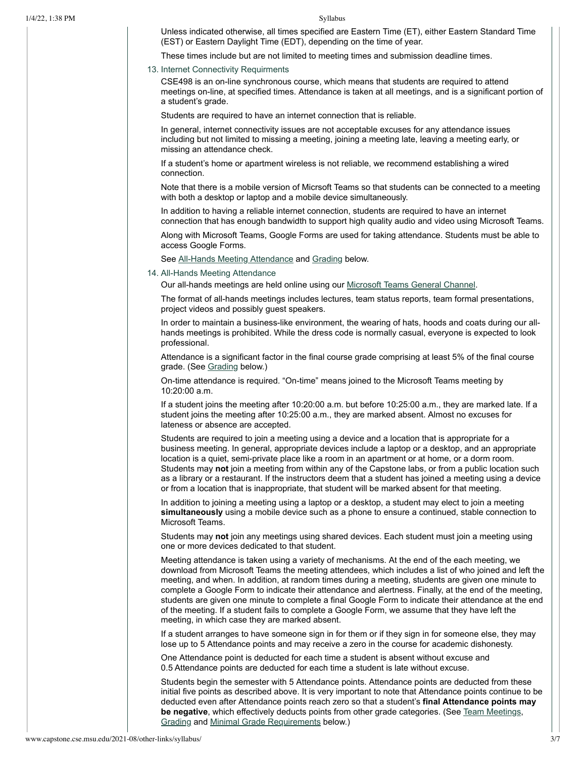Unless indicated otherwise, all times specified are Eastern Time (ET), either Eastern Standard Time (EST) or Eastern Daylight Time (EDT), depending on the time of year.

These times include but are not limited to meeting times and submission deadline times.

13. Internet Connectivity Requirments

CSE498 is an on-line synchronous course, which means that students are required to attend meetings on-line, at specified times. Attendance is taken at all meetings, and is a significant portion of a student's grade.

Students are required to have an internet connection that is reliable.

In general, internet connectivity issues are not acceptable excuses for any attendance issues including but not limited to missing a meeting, joining a meeting late, leaving a meeting early, or missing an attendance check.

If a student's home or apartment wireless is not reliable, we recommend establishing a wired connection.

Note that there is a mobile version of Micrsoft Teams so that students can be connected to a meeting with both a desktop or laptop and a mobile device simultaneously.

In addition to having a reliable internet connection, students are required to have an internet connection that has enough bandwidth to support high quality audio and video using Microsoft Teams.

Along with Microsoft Teams, Google Forms are used for taking attendance. Students must be able to access Google Forms.

See All-Hands Meeting Attendance and Grading below.

14. All-Hands Meeting Attendance

Our all-hands meetings are held online using our Microsoft Teams General Channel.

The format of all-hands meetings includes lectures, team status reports, team formal presentations, project videos and possibly guest speakers.

In order to maintain a business-like environment, the wearing of hats, hoods and coats during our all-hands meetings is prohibited. While the dress code is normally casual, everyone is expected to look professional.

Attendance is a significant factor in the final course grade comprising at least 5% of the final course grade. (See Grading below.)

On-time attendance is required. "On-time" means joined to the Microsoft Teams meeting by 10:20:00 a.m.

If a student joins the meeting after 10:20:00 a.m. but before 10:25:00 a.m., they are marked late. If a student joins the meeting after 10:25:00 a.m., they are marked absent. Almost no excuses for lateness or absence are accepted.

Students are required to join a meeting using a device and a location that is appropriate for a business meeting. In general, appropriate devices include a laptop or a desktop, and an appropriate location is a quiet, semi-private place like a room in an apartment or at home, or a dorm room. Students may **not** join a meeting from within any of the Capstone labs, or from a public location such as a library or a restaurant. If the instructors deem that a student has joined a meeting using a device or from a location that is inappropriate, that student will be marked absent for that meeting.

In addition to joining a meeting using a laptop or a desktop, a student may elect to join a meeting **simultaneously** using a mobile device such as a phone to ensure a continued, stable connection to Microsoft Teams.

Students may **not** join any meetings using shared devices. Each student must join a meeting using one or more devices dedicated to that student.

Meeting attendance is taken using a variety of mechanisms. At the end of the each meeting, we download from Microsoft Teams the meeting attendees, which includes a list of who joined and left the meeting, and when. In addition, at random times during a meeting, students are given one minute to complete a Google Form to indicate their attendance and alertness. Finally, at the end of the meeting, students are given one minute to complete a final Google Form to indicate their attendance at the end of the meeting. If a student fails to complete a Google Form, we assume that they have left the meeting, in which case they are marked absent.

If a student arranges to have someone sign in for them or if they sign in for someone else, they may lose up to 5 Attendance points and may receive a zero in the course for academic dishonesty.

One Attendance point is deducted for each time a student is absent without excuse and 0.5 Attendance points are deducted for each time a student is late without excuse.

Students begin the semester with 5 Attendance points. Attendance points are deducted from these initial five points as described above. It is very important to note that Attendance points continue to be deducted even after Attendance points reach zero so that a student's **final Attendance points may be negative**, which effectively deducts points from other grade categories. (See Team Meetings, Grading and Minimal Grade Requirements below.)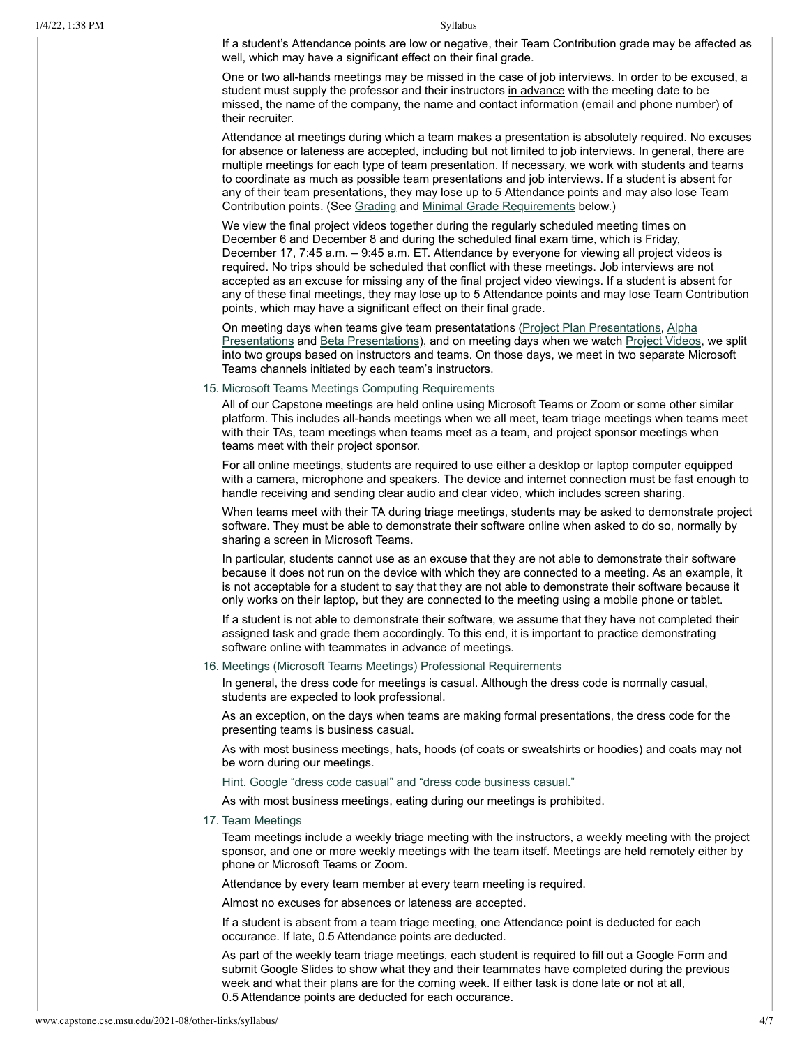If a student's Attendance points are low or negative, their Team Contribution grade may be affected as well, which may have a significant effect on their final grade.

One or two all-hands meetings may be missed in the case of job interviews. In order to be excused, a student must supply the professor and their instructors in advance with the meeting date to be missed, the name of the company, the name and contact information (email and phone number) of their recruiter.

Attendance at meetings during which a team makes a presentation is absolutely required. No excuses for absence or lateness are accepted, including but not limited to job interviews. In general, there are multiple meetings for each type of team presentation. If necessary, we work with students and teams to coordinate as much as possible team presentations and job interviews. If a student is absent for any of their team presentations, they may lose up to 5 Attendance points and may also lose Team Contribution points. (See [Grading] and [Minimal Grade Requirements] below.)

We view the final project videos together during the regularly scheduled meeting times on December 6 and December 8 and during the scheduled final exam time, which is Friday, December 17, 7:45 a.m. – 9:45 a.m. ET. Attendance by everyone for viewing all project videos is required. No trips should be scheduled that conflict with these meetings. Job interviews are not accepted as an excuse for missing any of the final project video viewings. If a student is absent for any of these final meetings, they may lose up to 5 Attendance points and may lose Team Contribution points, which may have a significant effect on their final grade.

On meeting days when teams give team presentatations ([Project Plan Presentations], [Alpha Presentations] and [Beta Presentations]), and on meeting days when we watch [Project Videos], we split into two groups based on instructors and teams. On those days, we meet in two separate Microsoft Teams channels initiated by each team's instructors.

15. Microsoft Teams Meetings Computing Requirements

All of our Capstone meetings are held online using Microsoft Teams or Zoom or some other similar platform. This includes all-hands meetings when we all meet, team triage meetings when teams meet with their TAs, team meetings when teams meet as a team, and project sponsor meetings when teams meet with their project sponsor.

For all online meetings, students are required to use either a desktop or laptop computer equipped with a camera, microphone and speakers. The device and internet connection must be fast enough to handle receiving and sending clear audio and clear video, which includes screen sharing.

When teams meet with their TA during triage meetings, students may be asked to demonstrate project software. They must be able to demonstrate their software online when asked to do so, normally by sharing a screen in Microsoft Teams.

In particular, students cannot use as an excuse that they are not able to demonstrate their software because it does not run on the device with which they are connected to a meeting. As an example, it is not acceptable for a student to say that they are not able to demonstrate their software because it only works on their laptop, but they are connected to the meeting using a mobile phone or tablet.

If a student is not able to demonstrate their software, we assume that they have not completed their assigned task and grade them accordingly. To this end, it is important to practice demonstrating software online with teammates in advance of meetings.

16. Meetings (Microsoft Teams Meetings) Professional Requirements

In general, the dress code for meetings is casual. Although the dress code is normally casual, students are expected to look professional.

As an exception, on the days when teams are making formal presentations, the dress code for the presenting teams is business casual.

As with most business meetings, hats, hoods (of coats or sweatshirts or hoodies) and coats may not be worn during our meetings.

Hint. Google "dress code casual" and "dress code business casual."

As with most business meetings, eating during our meetings is prohibited.

17. Team Meetings

Team meetings include a weekly triage meeting with the instructors, a weekly meeting with the project sponsor, and one or more weekly meetings with the team itself. Meetings are held remotely either by phone or Microsoft Teams or Zoom.

Attendance by every team member at every team meeting is required.

Almost no excuses for absences or lateness are accepted.

If a student is absent from a team triage meeting, one Attendance point is deducted for each occurance. If late, 0.5 Attendance points are deducted.

As part of the weekly team triage meetings, each student is required to fill out a Google Form and submit Google Slides to show what they and their teammates have completed during the previous week and what their plans are for the coming week. If either task is done late or not at all, 0.5 Attendance points are deducted for each occurance.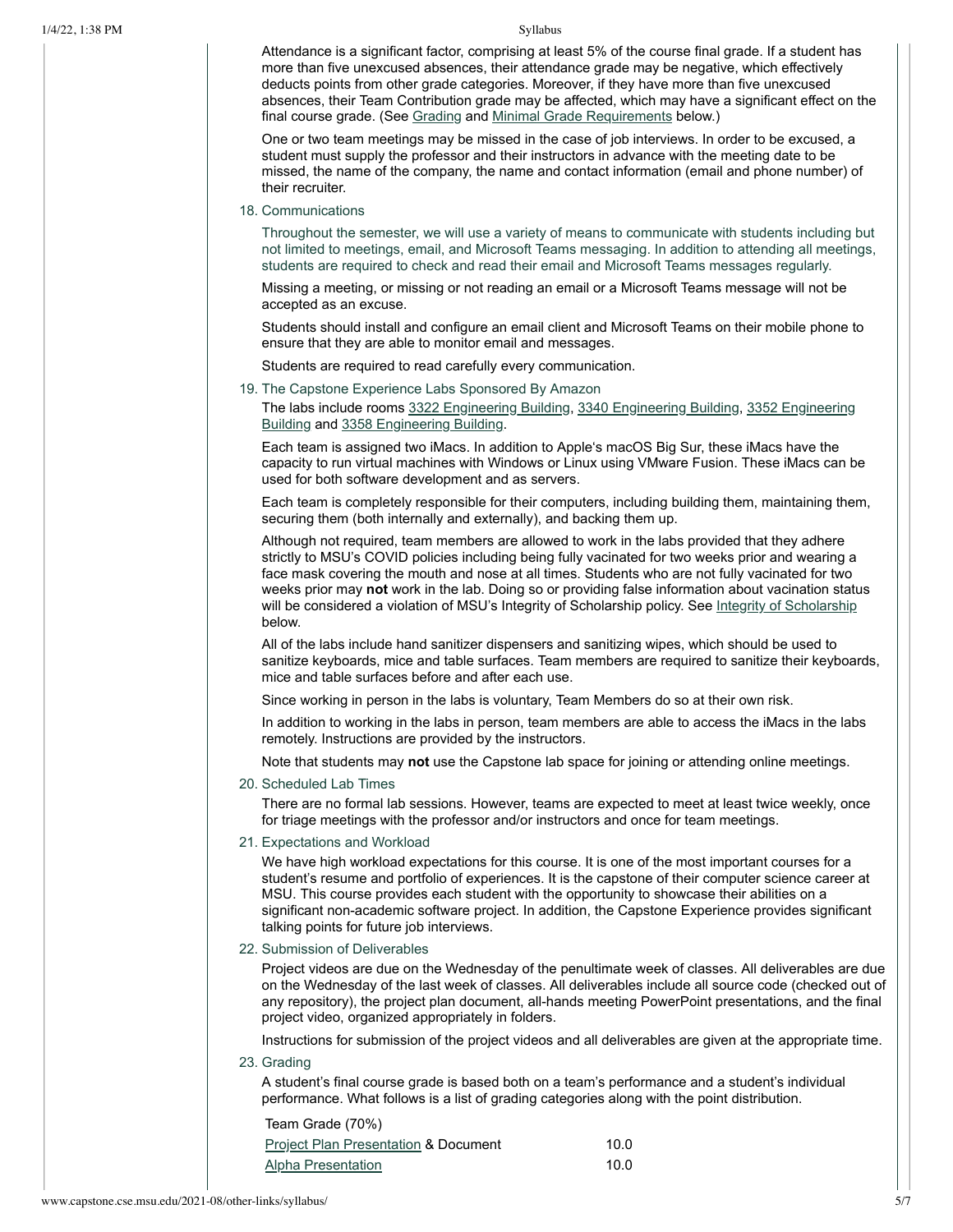Attendance is a significant factor, comprising at least 5% of the course final grade. If a student has more than five unexcused absences, their attendance grade may be negative, which effectively deducts points from other grade categories. Moreover, if they have more than five unexcused absences, their Team Contribution grade may be affected, which may have a significant effect on the final course grade. (See Grading and Minimal Grade Requirements below.)

One or two team meetings may be missed in the case of job interviews. In order to be excused, a student must supply the professor and their instructors in advance with the meeting date to be missed, the name of the company, the name and contact information (email and phone number) of their recruiter.

18. Communications

    Throughout the semester, we will use a variety of means to communicate with students including but not limited to meetings, email, and Microsoft Teams messaging. In addition to attending all meetings, students are required to check and read their email and Microsoft Teams messages regularly.

    Missing a meeting, or missing or not reading an email or a Microsoft Teams message will not be accepted as an excuse.

    Students should install and configure an email client and Microsoft Teams on their mobile phone to ensure that they are able to monitor email and messages.

    Students are required to read carefully every communication.

19. The Capstone Experience Labs Sponsored By Amazon

    The labs include rooms 3322 Engineering Building, 3340 Engineering Building, 3352 Engineering Building and 3358 Engineering Building.

    Each team is assigned two iMacs. In addition to Apple's macOS Big Sur, these iMacs have the capacity to run virtual machines with Windows or Linux using VMware Fusion. These iMacs can be used for both software development and as servers.

    Each team is completely responsible for their computers, including building them, maintaining them, securing them (both internally and externally), and backing them up.

    Although not required, team members are allowed to work in the labs provided that they adhere strictly to MSU's COVID policies including being fully vacinated for two weeks prior and wearing a face mask covering the mouth and nose at all times. Students who are not fully vacinated for two weeks prior may **not** work in the lab. Doing so or providing false information about vacination status will be considered a violation of MSU's Integrity of Scholarship policy. See Integrity of Scholarship below.

    All of the labs include hand sanitizer dispensers and sanitizing wipes, which should be used to sanitize keyboards, mice and table surfaces. Team members are required to sanitize their keyboards, mice and table surfaces before and after each use.

    Since working in person in the labs is voluntary, Team Members do so at their own risk.

    In addition to working in the labs in person, team members are able to access the iMacs in the labs remotely. Instructions are provided by the instructors.

    Note that students may **not** use the Capstone lab space for joining or attending online meetings.

20. Scheduled Lab Times

    There are no formal lab sessions. However, teams are expected to meet at least twice weekly, once for triage meetings with the professor and/or instructors and once for team meetings.

21. Expectations and Workload

    We have high workload expectations for this course. It is one of the most important courses for a student's resume and portfolio of experiences. It is the capstone of their computer science career at MSU. This course provides each student with the opportunity to showcase their abilities on a significant non-academic software project. In addition, the Capstone Experience provides significant talking points for future job interviews.

22. Submission of Deliverables

    Project videos are due on the Wednesday of the penultimate week of classes. All deliverables are due on the Wednesday of the last week of classes. All deliverables include all source code (checked out of any repository), the project plan document, all-hands meeting PowerPoint presentations, and the final project video, organized appropriately in folders.

    Instructions for submission of the project videos and all deliverables are given at the appropriate time.

23. Grading

    A student's final course grade is based both on a team's performance and a student's individual performance. What follows is a list of grading categories along with the point distribution.

| Team Grade (70%) | |
| --- | --- |
| Project Plan Presentation & Document | 10.0 |
| Alpha Presentation | 10.0 |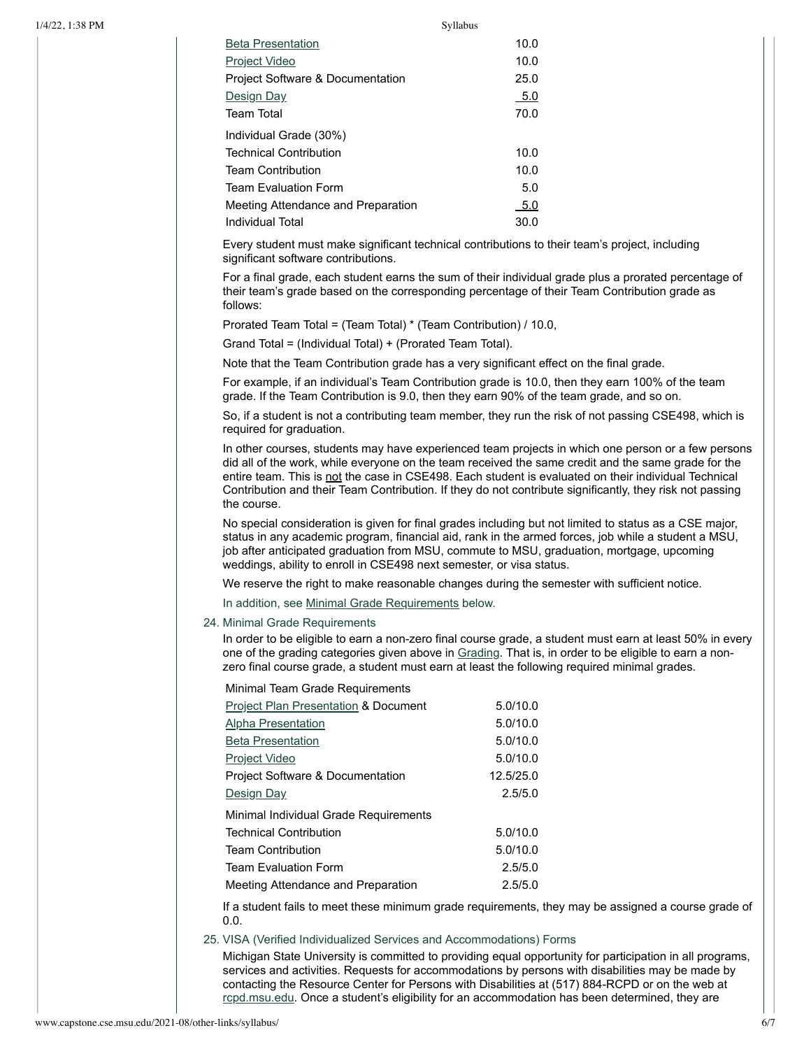| | |
|---|---|
| Beta Presentation | 10.0 |
| Project Video | 10.0 |
| Project Software & Documentation | 25.0 |
| Design Day | 5.0 |
| Team Total | 70.0 |
| Individual Grade (30%) | |
| Technical Contribution | 10.0 |
| Team Contribution | 10.0 |
| Team Evaluation Form | 5.0 |
| Meeting Attendance and Preparation | 5.0 |
| Individual Total | 30.0 |

Every student must make significant technical contributions to their team's project, including significant software contributions.

For a final grade, each student earns the sum of their individual grade plus a prorated percentage of their team's grade based on the corresponding percentage of their Team Contribution grade as follows:

Prorated Team Total = (Team Total) * (Team Contribution) / 10.0,

Grand Total = (Individual Total) + (Prorated Team Total).

Note that the Team Contribution grade has a very significant effect on the final grade.

For example, if an individual's Team Contribution grade is 10.0, then they earn 100% of the team grade. If the Team Contribution is 9.0, then they earn 90% of the team grade, and so on.

So, if a student is not a contributing team member, they run the risk of not passing CSE498, which is required for graduation.

In other courses, students may have experienced team projects in which one person or a few persons did all of the work, while everyone on the team received the same credit and the same grade for the entire team. This is not the case in CSE498. Each student is evaluated on their individual Technical Contribution and their Team Contribution. If they do not contribute significantly, they risk not passing the course.

No special consideration is given for final grades including but not limited to status as a CSE major, status in any academic program, financial aid, rank in the armed forces, job while a student a MSU, job after anticipated graduation from MSU, commute to MSU, graduation, mortgage, upcoming weddings, ability to enroll in CSE498 next semester, or visa status.

We reserve the right to make reasonable changes during the semester with sufficient notice.

In addition, see Minimal Grade Requirements below.

24. Minimal Grade Requirements

In order to be eligible to earn a non-zero final course grade, a student must earn at least 50% in every one of the grading categories given above in Grading. That is, in order to be eligible to earn a non-zero final course grade, a student must earn at least the following required minimal grades.

| | |
|---|---|
| Minimal Team Grade Requirements | |
| Project Plan Presentation & Document | 5.0/10.0 |
| Alpha Presentation | 5.0/10.0 |
| Beta Presentation | 5.0/10.0 |
| Project Video | 5.0/10.0 |
| Project Software & Documentation | 12.5/25.0 |
| Design Day | 2.5/5.0 |
| Minimal Individual Grade Requirements | |
| Technical Contribution | 5.0/10.0 |
| Team Contribution | 5.0/10.0 |
| Team Evaluation Form | 2.5/5.0 |
| Meeting Attendance and Preparation | 2.5/5.0 |

If a student fails to meet these minimum grade requirements, they may be assigned a course grade of 0.0.

25. VISA (Verified Individualized Services and Accommodations) Forms

Michigan State University is committed to providing equal opportunity for participation in all programs, services and activities. Requests for accommodations by persons with disabilities may be made by contacting the Resource Center for Persons with Disabilities at (517) 884-RCPD or on the web at rcpd.msu.edu. Once a student's eligibility for an accommodation has been determined, they are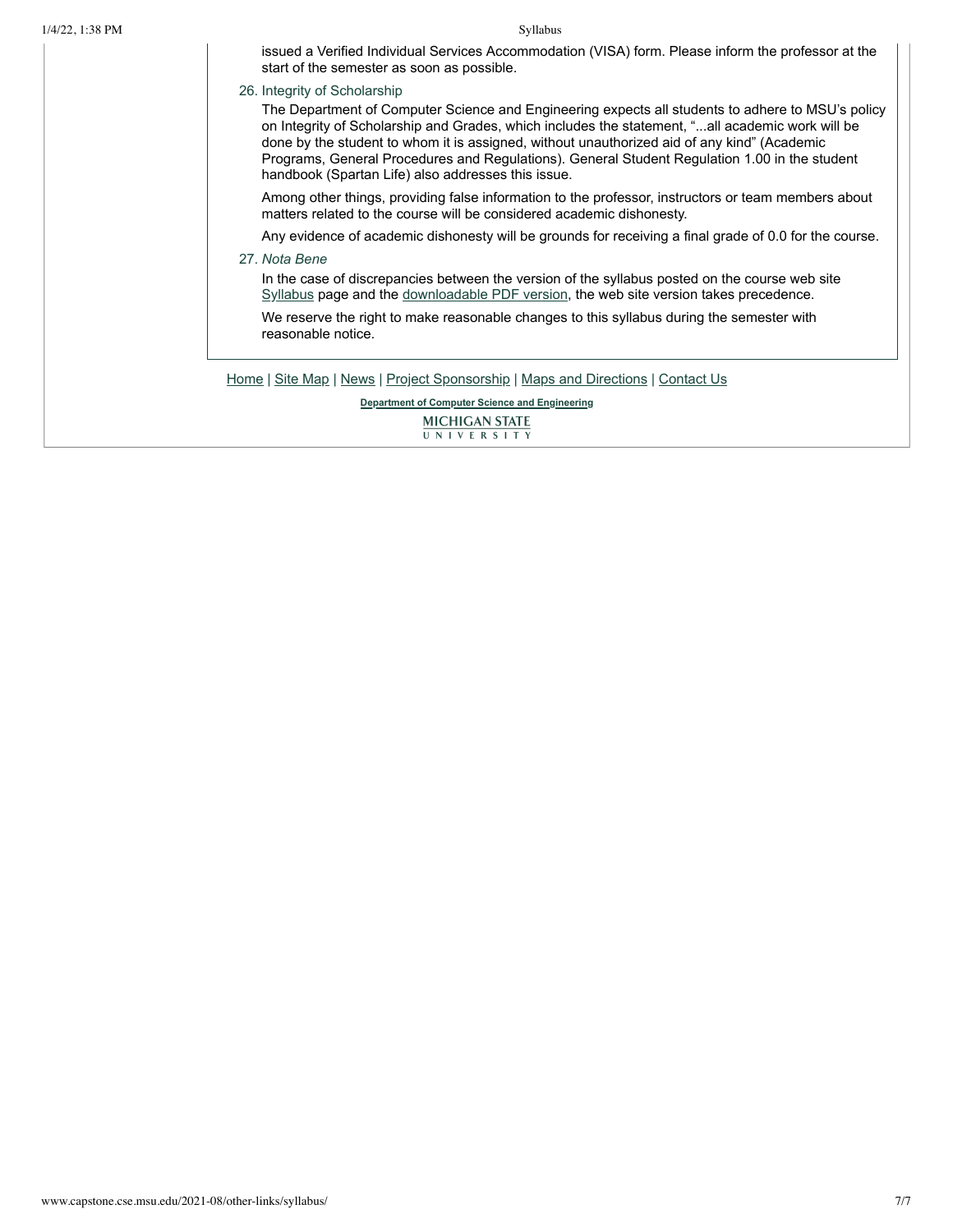issued a Verified Individual Services Accommodation (VISA) form. Please inform the professor at the start of the semester as soon as possible.

26. Integrity of Scholarship

    The Department of Computer Science and Engineering expects all students to adhere to MSU's policy on Integrity of Scholarship and Grades, which includes the statement, "...all academic work will be done by the student to whom it is assigned, without unauthorized aid of any kind" (Academic Programs, General Procedures and Regulations). General Student Regulation 1.00 in the student handbook (Spartan Life) also addresses this issue.

    Among other things, providing false information to the professor, instructors or team members about matters related to the course will be considered academic dishonesty.

    Any evidence of academic dishonesty will be grounds for receiving a final grade of 0.0 for the course.

27. *Nota Bene*

    In the case of discrepancies between the version of the syllabus posted on the course web site Syllabus page and the downloadable PDF version, the web site version takes precedence.

    We reserve the right to make reasonable changes to this syllabus during the semester with reasonable notice.

Home | Site Map | News | Project Sponsorship | Maps and Directions | Contact Us

**Department of Computer Science and Engineering**

MICHIGAN STATE UNIVERSITY